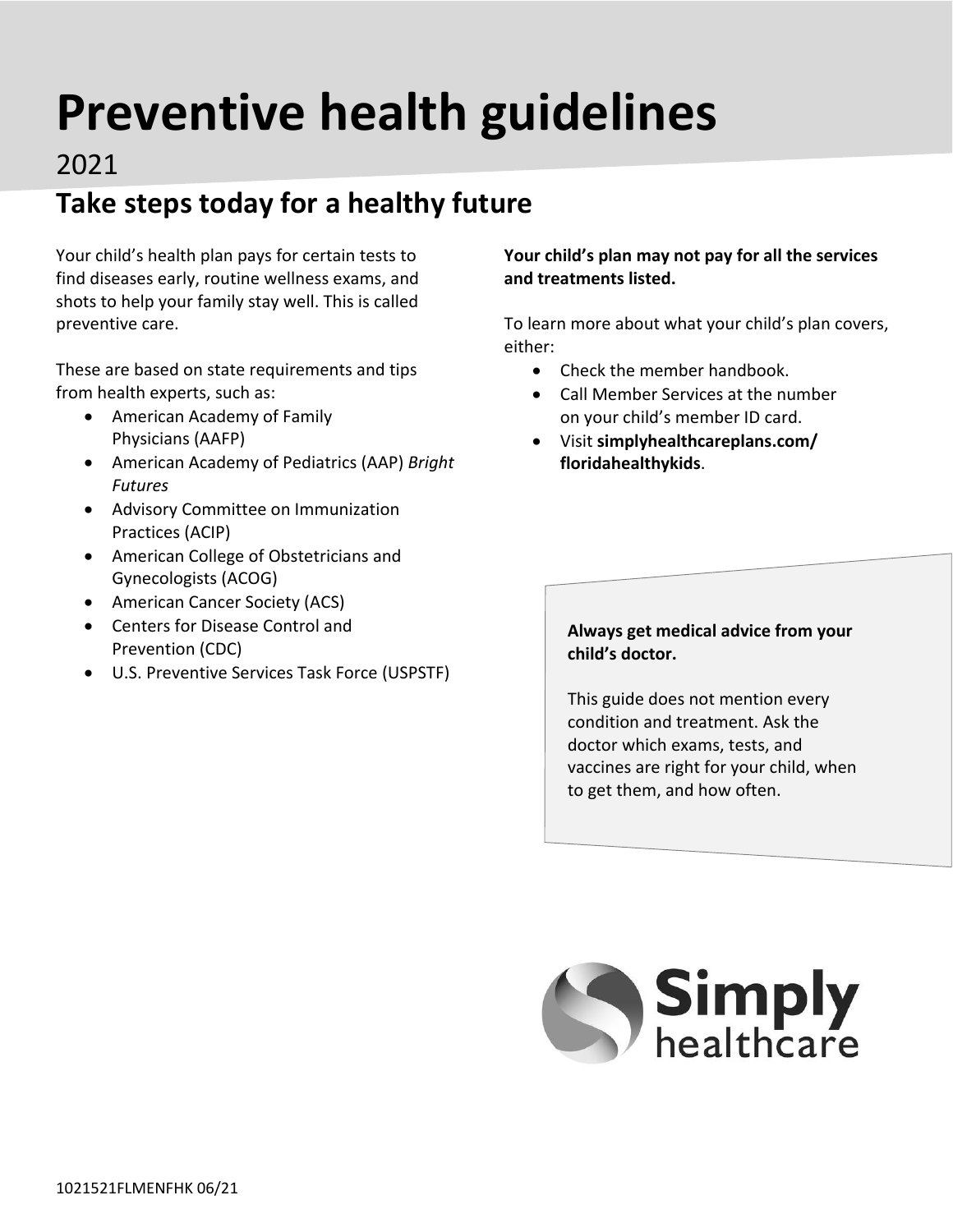# Preventive health guidelines

2021

## Take steps today for a healthy future

Your child's health plan pays for certain tests to find diseases early, routine wellness exams, and shots to help your family stay well. This is called preventive care.

These are based on state requirements and tips from health experts, such as:

- American Academy of Family Physicians (AAFP)
- American Academy of Pediatrics (AAP) *Bright Futures*
- Advisory Committee on Immunization Practices (ACIP)
- American College of Obstetricians and Gynecologists (ACOG)
- American Cancer Society (ACS)
- Centers for Disease Control and Prevention (CDC)
- U.S. Preventive Services Task Force (USPSTF)

**Your child's plan may not pay for all the services and treatments listed.**

To learn more about what your child's plan covers, either:

- Check the member handbook.
- Call Member Services at the number on your child's member ID card.
- Visit **simplyhealthcareplans.com/ floridahealthykids**.

**Always get medical advice from your child's doctor.**

This guide does not mention every condition and treatment. Ask the doctor which exams, tests, and vaccines are right for your child, when to get them, and how often.

Simply healthcare

1021521FLMENFHK 06/21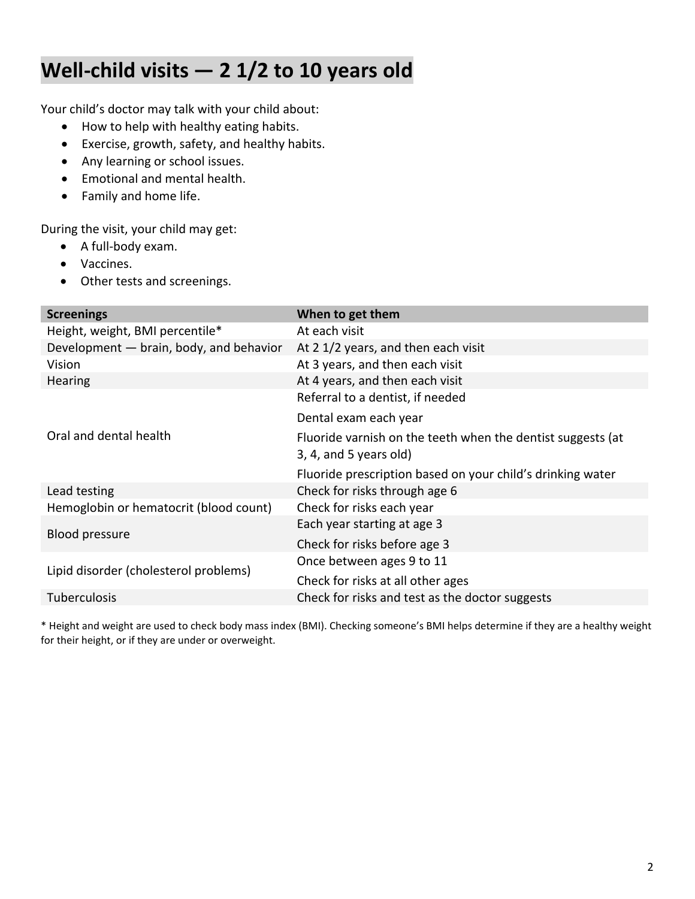# Well-child visits — 2 1/2 to 10 years old

Your child's doctor may talk with your child about:

- How to help with healthy eating habits.
- Exercise, growth, safety, and healthy habits.
- Any learning or school issues.
- Emotional and mental health.
- Family and home life.

During the visit, your child may get:

- A full-body exam.
- Vaccines.
- Other tests and screenings.

| Screenings | When to get them |
|---|---|
| Height, weight, BMI percentile* | At each visit |
| Development — brain, body, and behavior | At 2 1/2 years, and then each visit |
| Vision | At 3 years, and then each visit |
| Hearing | At 4 years, and then each visit |
| Oral and dental health | Referral to a dentist, if needed |
| | Dental exam each year |
| | Fluoride varnish on the teeth when the dentist suggests (at 3, 4, and 5 years old) |
| | Fluoride prescription based on your child's drinking water |
| Lead testing | Check for risks through age 6 |
| Hemoglobin or hematocrit (blood count) | Check for risks each year |
| Blood pressure | Each year starting at age 3 |
| | Check for risks before age 3 |
| Lipid disorder (cholesterol problems) | Once between ages 9 to 11 |
| | Check for risks at all other ages |
| Tuberculosis | Check for risks and test as the doctor suggests |

* Height and weight are used to check body mass index (BMI). Checking someone's BMI helps determine if they are a healthy weight for their height, or if they are under or overweight.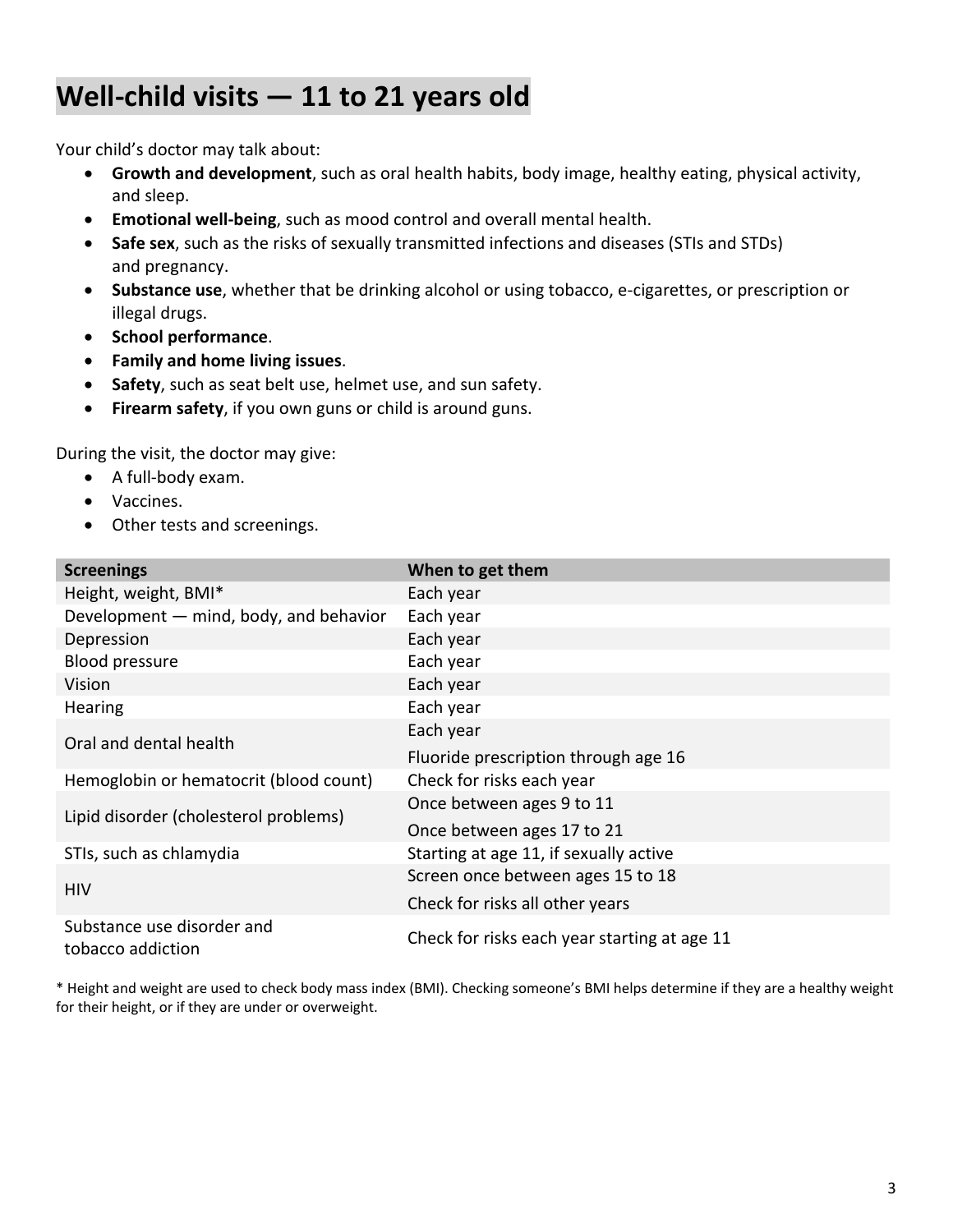# Well-child visits — 11 to 21 years old

Your child's doctor may talk about:

- **Growth and development**, such as oral health habits, body image, healthy eating, physical activity, and sleep.
- **Emotional well-being**, such as mood control and overall mental health.
- **Safe sex**, such as the risks of sexually transmitted infections and diseases (STIs and STDs) and pregnancy.
- **Substance use**, whether that be drinking alcohol or using tobacco, e-cigarettes, or prescription or illegal drugs.
- **School performance**.
- **Family and home living issues**.
- **Safety**, such as seat belt use, helmet use, and sun safety.
- **Firearm safety**, if you own guns or child is around guns.

During the visit, the doctor may give:

- A full-body exam.
- Vaccines.
- Other tests and screenings.

| Screenings | When to get them |
|---|---|
| Height, weight, BMI* | Each year |
| Development — mind, body, and behavior | Each year |
| Depression | Each year |
| Blood pressure | Each year |
| Vision | Each year |
| Hearing | Each year |
| Oral and dental health | Each year<br>Fluoride prescription through age 16 |
| Hemoglobin or hematocrit (blood count) | Check for risks each year |
| Lipid disorder (cholesterol problems) | Once between ages 9 to 11<br>Once between ages 17 to 21 |
| STIs, such as chlamydia | Starting at age 11, if sexually active |
| HIV | Screen once between ages 15 to 18<br>Check for risks all other years |
| Substance use disorder and tobacco addiction | Check for risks each year starting at age 11 |

* Height and weight are used to check body mass index (BMI). Checking someone's BMI helps determine if they are a healthy weight for their height, or if they are under or overweight.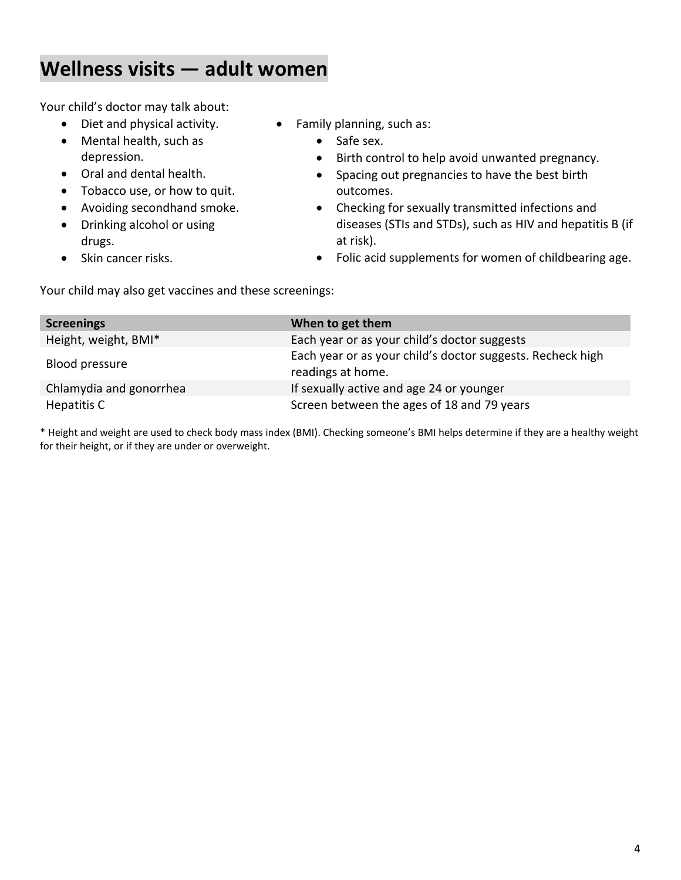## Wellness visits — adult women

Your child's doctor may talk about:

- Diet and physical activity.
- Mental health, such as depression.
- Oral and dental health.
- Tobacco use, or how to quit.
- Avoiding secondhand smoke.
- Drinking alcohol or using drugs.
- Skin cancer risks.
- Family planning, such as:
  - Safe sex.
  - Birth control to help avoid unwanted pregnancy.
  - Spacing out pregnancies to have the best birth outcomes.
  - Checking for sexually transmitted infections and diseases (STIs and STDs), such as HIV and hepatitis B (if at risk).
  - Folic acid supplements for women of childbearing age.

Your child may also get vaccines and these screenings:

| Screenings | When to get them |
| --- | --- |
| Height, weight, BMI* | Each year or as your child's doctor suggests |
| Blood pressure | Each year or as your child's doctor suggests. Recheck high readings at home. |
| Chlamydia and gonorrhea | If sexually active and age 24 or younger |
| Hepatitis C | Screen between the ages of 18 and 79 years |

* Height and weight are used to check body mass index (BMI). Checking someone's BMI helps determine if they are a healthy weight for their height, or if they are under or overweight.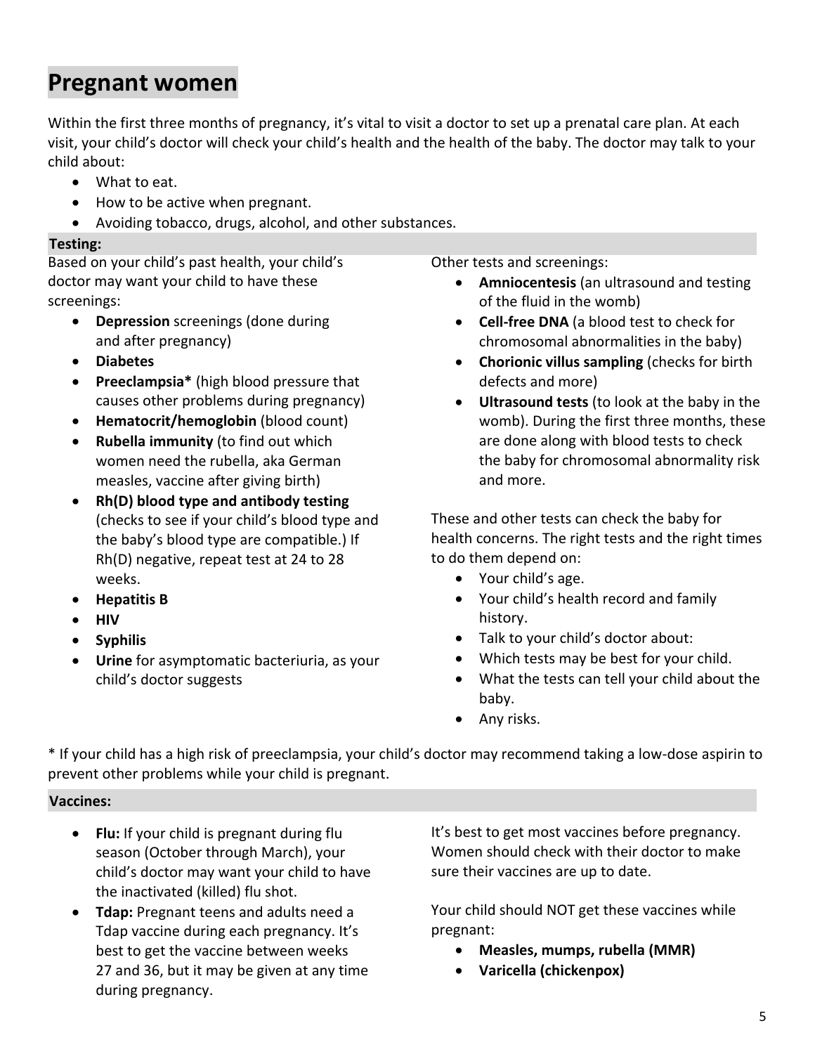## Pregnant women

Within the first three months of pregnancy, it's vital to visit a doctor to set up a prenatal care plan. At each visit, your child's doctor will check your child's health and the health of the baby. The doctor may talk to your child about:

- What to eat.
- How to be active when pregnant.
- Avoiding tobacco, drugs, alcohol, and other substances.

**Testing:**

Based on your child's past health, your child's doctor may want your child to have these screenings:

- **Depression** screenings (done during and after pregnancy)
- **Diabetes**
- **Preeclampsia*** (high blood pressure that causes other problems during pregnancy)
- **Hematocrit/hemoglobin** (blood count)
- **Rubella immunity** (to find out which women need the rubella, aka German measles, vaccine after giving birth)
- **Rh(D) blood type and antibody testing** (checks to see if your child's blood type and the baby's blood type are compatible.) If Rh(D) negative, repeat test at 24 to 28 weeks.
- **Hepatitis B**
- **HIV**
- **Syphilis**
- **Urine** for asymptomatic bacteriuria, as your child's doctor suggests

Other tests and screenings:

- **Amniocentesis** (an ultrasound and testing of the fluid in the womb)
- **Cell-free DNA** (a blood test to check for chromosomal abnormalities in the baby)
- **Chorionic villus sampling** (checks for birth defects and more)
- **Ultrasound tests** (to look at the baby in the womb). During the first three months, these are done along with blood tests to check the baby for chromosomal abnormality risk and more.

These and other tests can check the baby for health concerns. The right tests and the right times to do them depend on:

- Your child's age.
- Your child's health record and family history.
- Talk to your child's doctor about:
- Which tests may be best for your child.
- What the tests can tell your child about the baby.
- Any risks.

* If your child has a high risk of preeclampsia, your child's doctor may recommend taking a low-dose aspirin to prevent other problems while your child is pregnant.

**Vaccines:**

- **Flu:** If your child is pregnant during flu season (October through March), your child's doctor may want your child to have the inactivated (killed) flu shot.
- **Tdap:** Pregnant teens and adults need a Tdap vaccine during each pregnancy. It's best to get the vaccine between weeks 27 and 36, but it may be given at any time during pregnancy.

It's best to get most vaccines before pregnancy. Women should check with their doctor to make sure their vaccines are up to date.

Your child should NOT get these vaccines while pregnant:

- **Measles, mumps, rubella (MMR)**
- **Varicella (chickenpox)**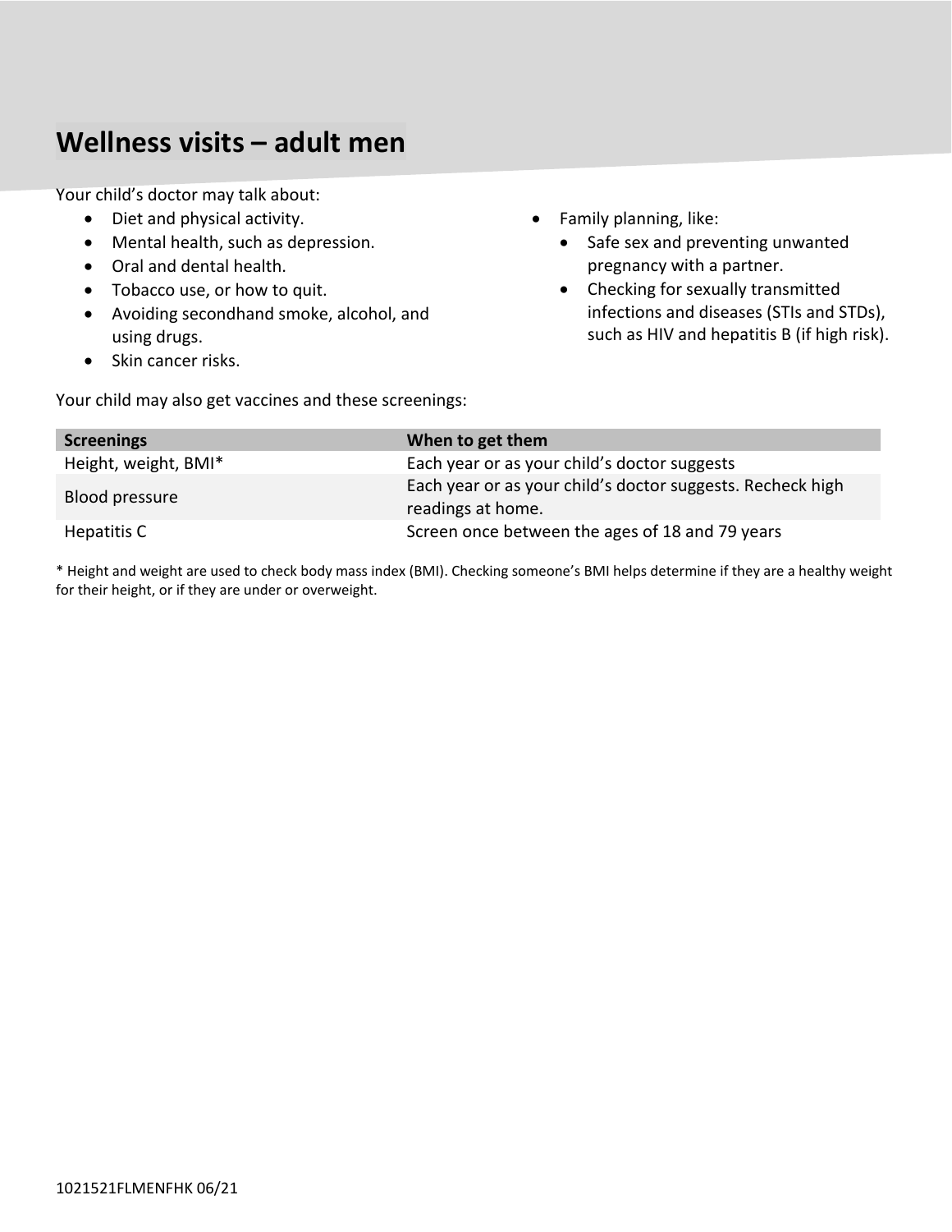# Wellness visits – adult men

Your child's doctor may talk about:

- Diet and physical activity.
- Mental health, such as depression.
- Oral and dental health.
- Tobacco use, or how to quit.
- Avoiding secondhand smoke, alcohol, and using drugs.
- Skin cancer risks.
- Family planning, like:
  - Safe sex and preventing unwanted pregnancy with a partner.
  - Checking for sexually transmitted infections and diseases (STIs and STDs), such as HIV and hepatitis B (if high risk).

Your child may also get vaccines and these screenings:

| Screenings | When to get them |
|---|---|
| Height, weight, BMI* | Each year or as your child's doctor suggests |
| Blood pressure | Each year or as your child's doctor suggests. Recheck high readings at home. |
| Hepatitis C | Screen once between the ages of 18 and 79 years |

* Height and weight are used to check body mass index (BMI). Checking someone's BMI helps determine if they are a healthy weight for their height, or if they are under or overweight.

1021521FLMENFHK 06/21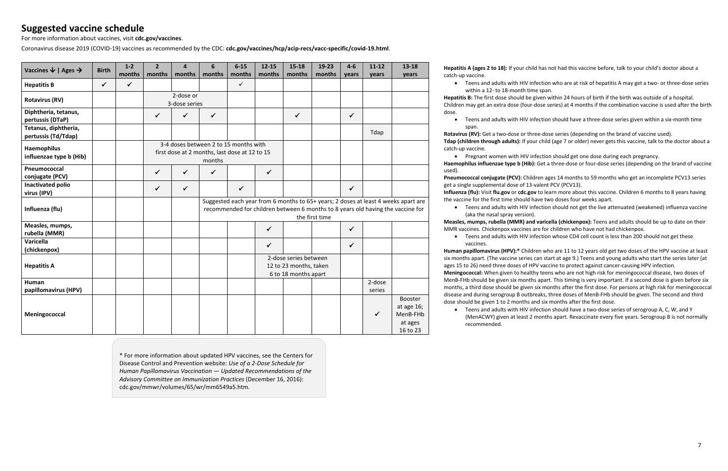## Suggested vaccine schedule

For more information about vaccines, visit **cdc.gov/vaccines**.

Coronavirus disease 2019 (COVID-19) vaccines as recommended by the CDC: **cdc.gov/vaccines/hcp/acip-recs/vacc-specific/covid-19.html**.

| Vaccines ↓ \| Ages → | Birth | 1-2 months | 2 months | 4 months | 6 months | 6-15 months | 12-15 months | 15-18 months | 19-23 months | 4-6 years | 11-12 years | 13-18 years |
|---|---|---|---|---|---|---|---|---|---|---|---|---|
| **Hepatitis B** | ✓ | ✓ | | | | ✓ | | | | | | |
| **Rotavirus (RV)** | | | 2-dose or 3-dose series | | | | | | | | | |
| **Diphtheria, tetanus, pertussis (DTaP)** | | | ✓ | ✓ | ✓ | | | ✓ | | ✓ | | |
| **Tetanus, diphtheria, pertussis (Td/Tdap)** | | | | | | | | | | | Tdap | |
| **Haemophilus influenzae type b (Hib)** | | | 3-4 doses between 2 to 15 months with first dose at 2 months, last dose at 12 to 15 months | | | | | | | | | |
| **Pneumococcal conjugate (PCV)** | | | ✓ | ✓ | ✓ | | ✓ | | | | | |
| **Inactivated polio virus (IPV)** | | | ✓ | ✓ | | ✓ | | | | ✓ | | |
| **Influenza (flu)** | | | | | Suggested each year from 6 months to 65+ years; 2 doses at least 4 weeks apart are recommended for children between 6 months to 8 years old having the vaccine for the first time | | | | | | | |
| **Measles, mumps, rubella (MMR)** | | | | | | | ✓ | | | ✓ | | |
| **Varicella (chickenpox)** | | | | | | | ✓ | | | ✓ | | |
| **Hepatitis A** | | | | | | | 2-dose series between 12 to 23 months, taken 6 to 18 months apart | | | | | |
| **Human papillomavirus (HPV)** | | | | | | | | | | | 2-dose series | |
| **Meningococcal** | | | | | | | | | | | ✓ | Booster at age 16; MenB-FHb at ages 16 to 23 |

\* For more information about updated HPV vaccines, see the Centers for Disease Control and Prevention website: *Use of a 2-Dose Schedule for Human Papillomavirus Vaccination — Updated Recommendations of the Advisory Committee on Immunization Practices* (December 16, 2016): cdc.gov/mmwr/volumes/65/wr/mm6549a5.htm.

**Hepatitis A (ages 2 to 18):** If your child has not had this vaccine before, talk to your child's doctor about a catch-up vaccine.

- Teens and adults with HIV infection who are at risk of hepatitis A may get a two- or three-dose series within a 12- to 18-month time span.

**Hepatitis B:** The first dose should be given within 24 hours of birth if the birth was outside of a hospital. Children may get an extra dose (four-dose series) at 4 months if the combination vaccine is used after the birth dose.

- Teens and adults with HIV infection should have a three-dose series given within a six-month time span.

**Rotavirus (RV):** Get a two-dose or three-dose series (depending on the brand of vaccine used).

**Tdap (children through adults):** If your child (age 7 or older) never gets this vaccine, talk to the doctor about a catch-up vaccine.

- Pregnant women with HIV infection should get one dose during each pregnancy.

**Haemophilus influenzae type b (Hib):** Get a three-dose or four-dose series (depending on the brand of vaccine used).

**Pneumococcal conjugate (PCV):** Children ages 14 months to 59 months who get an incomplete PCV13 series get a single supplemental dose of 13-valent PCV (PCV13).

**Influenza (flu):** Visit **flu.gov** or **cdc.gov** to learn more about this vaccine. Children 6 months to 8 years having the vaccine for the first time should have two doses four weeks apart.

- Teens and adults with HIV infection should not get the live attenuated (weakened) influenza vaccine (aka the nasal spray version).

**Measles, mumps, rubella (MMR) and varicella (chickenpox):** Teens and adults should be up to date on their MMR vaccines. Chickenpox vaccines are for children who have not had chickenpox.

- Teens and adults with HIV infection whose CD4 cell count is less than 200 should not get these vaccines.

**Human papillomavirus (HPV):\*** Children who are 11 to 12 years old get two doses of the HPV vaccine at least six months apart. (The vaccine series can start at age 9.) Teens and young adults who start the series later (at ages 15 to 26) need three doses of HPV vaccine to protect against cancer-causing HPV infection.

**Meningococcal:** When given to healthy teens who are not high risk for meningococcal disease, two doses of MenB-FHb should be given six months apart. This timing is very important. If a second dose is given before six months, a third dose should be given six months after the first dose. For persons at high risk for meningococcal disease and during serogroup B outbreaks, three doses of MenB-FHb should be given. The second and third dose should be given 1 to 2 months and six months after the first dose.

- Teens and adults with HIV infection should have a two-dose series of serogroup A, C, W, and Y (MenACWY) given at least 2 months apart. Revaccinate every five years. Serogroup B is not normally recommended.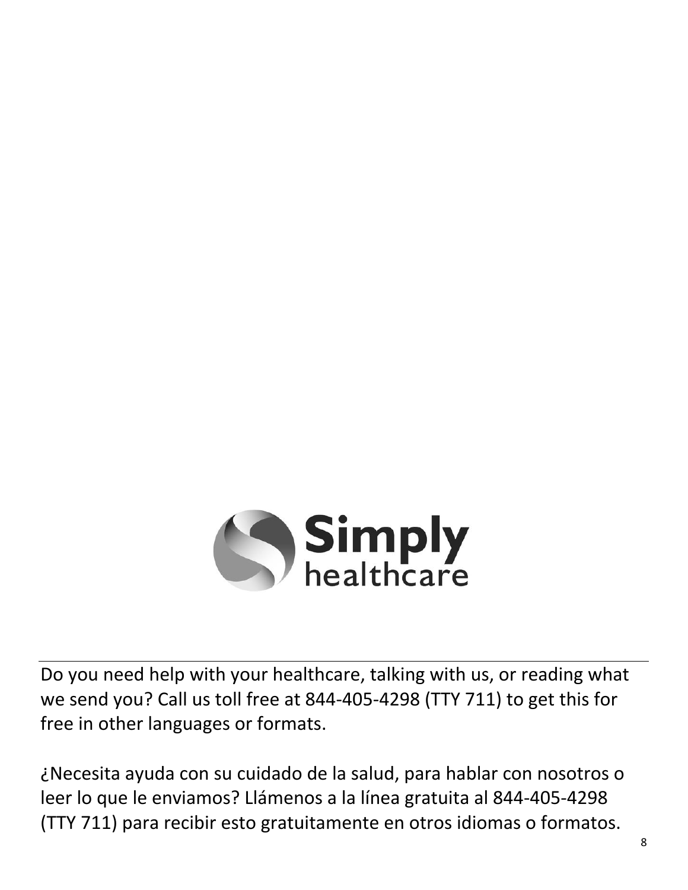Simply healthcare

Do you need help with your healthcare, talking with us, or reading what we send you? Call us toll free at 844-405-4298 (TTY 711) to get this for free in other languages or formats.

¿Necesita ayuda con su cuidado de la salud, para hablar con nosotros o leer lo que le enviamos? Llámenos a la línea gratuita al 844-405-4298 (TTY 711) para recibir esto gratuitamente en otros idiomas o formatos.